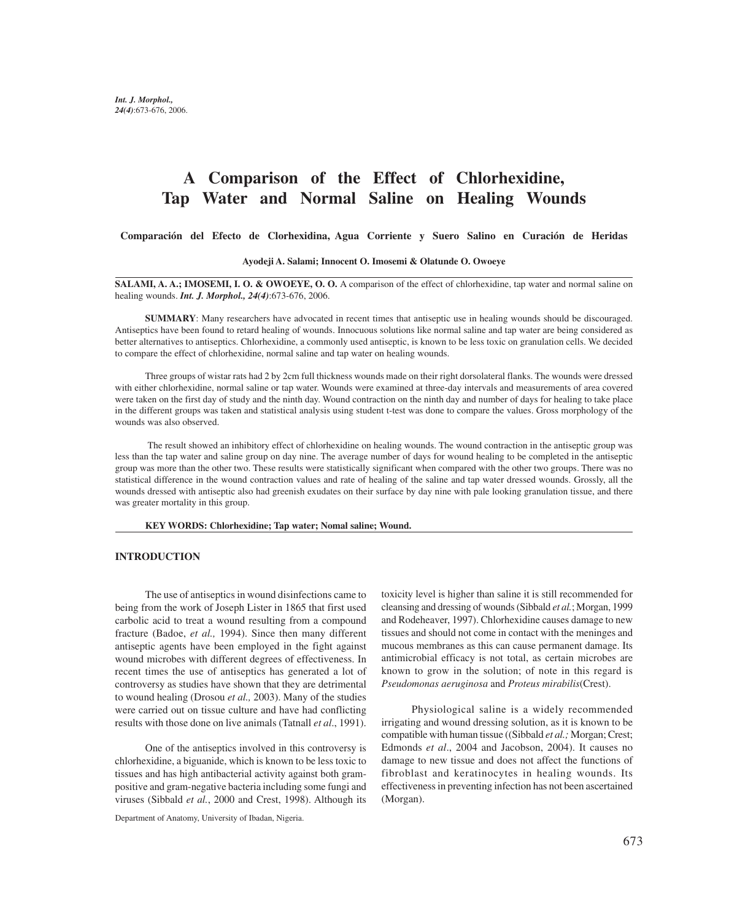# A Comparison of the Effect of Chlorhexidine, Tap Water and Normal Saline on Healing Wounds

**Comparación del Efecto de Clorhexidina, Agua Corriente y Suero Salino en Curación de Heridas**

**Ayodeji A. Salami; Innocent O. Imosemi & Olatunde O. Owoeye**

---

**SALAMI, A. A.; IMOSEMI, I. O. & OWOEYE, O. O.** A comparison of the effect of chlorhexidine, tap water and normal saline on healing wounds. ***Int. J. Morphol., 24(4)***:673-676, 2006.

**SUMMARY**: Many researchers have advocated in recent times that antiseptic use in healing wounds should be discouraged. Antiseptics have been found to retard healing of wounds. Innocuous solutions like normal saline and tap water are being considered as better alternatives to antiseptics. Chlorhexidine, a commonly used antiseptic, is known to be less toxic on granulation cells. We decided to compare the effect of chlorhexidine, normal saline and tap water on healing wounds.

Three groups of wistar rats had 2 by 2cm full thickness wounds made on their right dorsolateral flanks. The wounds were dressed with either chlorhexidine, normal saline or tap water. Wounds were examined at three-day intervals and measurements of area covered were taken on the first day of study and the ninth day. Wound contraction on the ninth day and number of days for healing to take place in the different groups was taken and statistical analysis using student t-test was done to compare the values. Gross morphology of the wounds was also observed.

The result showed an inhibitory effect of chlorhexidine on healing wounds. The wound contraction in the antiseptic group was less than the tap water and saline group on day nine. The average number of days for wound healing to be completed in the antiseptic group was more than the other two. These results were statistically significant when compared with the other two groups. There was no statistical difference in the wound contraction values and rate of healing of the saline and tap water dressed wounds. Grossly, all the wounds dressed with antiseptic also had greenish exudates on their surface by day nine with pale looking granulation tissue, and there was greater mortality in this group.

**KEY WORDS: Chlorhexidine; Tap water; Nomal saline; Wound.**

---

## INTRODUCTION

The use of antiseptics in wound disinfections came to being from the work of Joseph Lister in 1865 that first used carbolic acid to treat a wound resulting from a compound fracture (Badoe, *et al.,* 1994). Since then many different antiseptic agents have been employed in the fight against wound microbes with different degrees of effectiveness. In recent times the use of antiseptics has generated a lot of controversy as studies have shown that they are detrimental to wound healing (Drosou *et al.,* 2003). Many of the studies were carried out on tissue culture and have had conflicting results with those done on live animals (Tatnall *et al*., 1991).

One of the antiseptics involved in this controversy is chlorhexidine, a biguanide, which is known to be less toxic to tissues and has high antibacterial activity against both gram-positive and gram-negative bacteria including some fungi and viruses (Sibbald *et al.*, 2000 and Crest, 1998). Although its toxicity level is higher than saline it is still recommended for cleansing and dressing of wounds (Sibbald *et al.*; Morgan, 1999 and Rodeheaver, 1997). Chlorhexidine causes damage to new tissues and should not come in contact with the meninges and mucous membranes as this can cause permanent damage. Its antimicrobial efficacy is not total, as certain microbes are known to grow in the solution; of note in this regard is *Pseudomonas aeruginosa* and *Proteus mirabilis*(Crest).

Physiological saline is a widely recommended irrigating and wound dressing solution, as it is known to be compatible with human tissue ((Sibbald *et al.;* Morgan; Crest; Edmonds *et al*., 2004 and Jacobson, 2004). It causes no damage to new tissue and does not affect the functions of fibroblast and keratinocytes in healing wounds. Its effectiveness in preventing infection has not been ascertained (Morgan).

Department of Anatomy, University of Ibadan, Nigeria.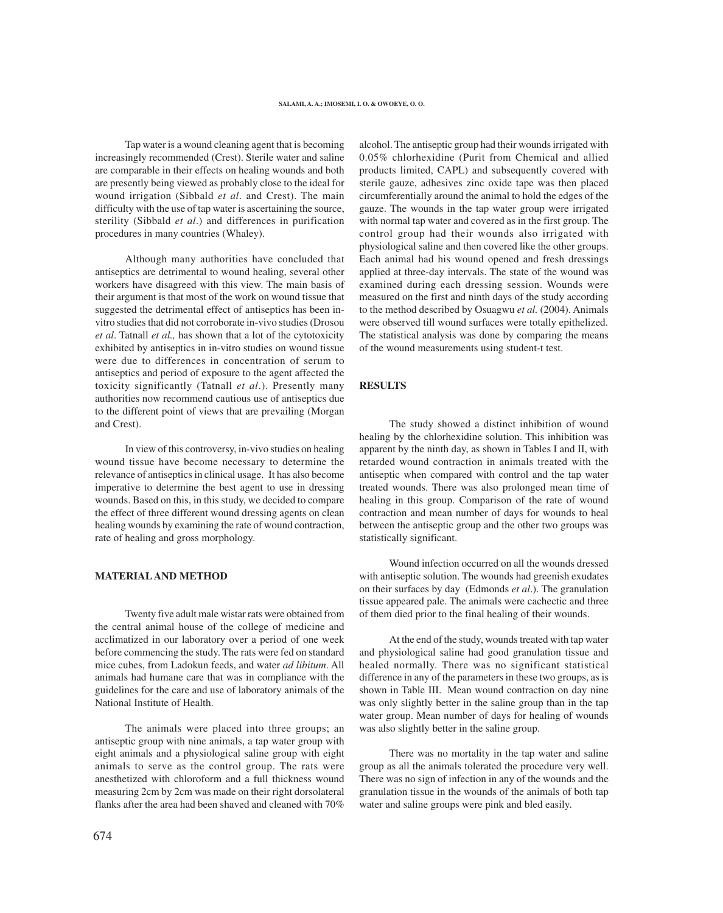Tap water is a wound cleaning agent that is becoming increasingly recommended (Crest). Sterile water and saline are comparable in their effects on healing wounds and both are presently being viewed as probably close to the ideal for wound irrigation (Sibbald *et al*. and Crest). The main difficulty with the use of tap water is ascertaining the source, sterility (Sibbald *et al*.) and differences in purification procedures in many countries (Whaley).

Although many authorities have concluded that antiseptics are detrimental to wound healing, several other workers have disagreed with this view. The main basis of their argument is that most of the work on wound tissue that suggested the detrimental effect of antiseptics has been in-vitro studies that did not corroborate in-vivo studies (Drosou *et al*. Tatnall *et al.,* has shown that a lot of the cytotoxicity exhibited by antiseptics in in-vitro studies on wound tissue were due to differences in concentration of serum to antiseptics and period of exposure to the agent affected the toxicity significantly (Tatnall *et al*.). Presently many authorities now recommend cautious use of antiseptics due to the different point of views that are prevailing (Morgan and Crest).

In view of this controversy, in-vivo studies on healing wound tissue have become necessary to determine the relevance of antiseptics in clinical usage. It has also become imperative to determine the best agent to use in dressing wounds. Based on this, in this study, we decided to compare the effect of three different wound dressing agents on clean healing wounds by examining the rate of wound contraction, rate of healing and gross morphology.

## MATERIAL AND METHOD

Twenty five adult male wistar rats were obtained from the central animal house of the college of medicine and acclimatized in our laboratory over a period of one week before commencing the study. The rats were fed on standard mice cubes, from Ladokun feeds, and water *ad libitum*. All animals had humane care that was in compliance with the guidelines for the care and use of laboratory animals of the National Institute of Health.

The animals were placed into three groups; an antiseptic group with nine animals, a tap water group with eight animals and a physiological saline group with eight animals to serve as the control group. The rats were anesthetized with chloroform and a full thickness wound measuring 2cm by 2cm was made on their right dorsolateral flanks after the area had been shaved and cleaned with 70% alcohol. The antiseptic group had their wounds irrigated with 0.05% chlorhexidine (Purit from Chemical and allied products limited, CAPL) and subsequently covered with sterile gauze, adhesives zinc oxide tape was then placed circumferentially around the animal to hold the edges of the gauze. The wounds in the tap water group were irrigated with normal tap water and covered as in the first group. The control group had their wounds also irrigated with physiological saline and then covered like the other groups. Each animal had his wound opened and fresh dressings applied at three-day intervals. The state of the wound was examined during each dressing session. Wounds were measured on the first and ninth days of the study according to the method described by Osuagwu *et al.* (2004). Animals were observed till wound surfaces were totally epithelized. The statistical analysis was done by comparing the means of the wound measurements using student-t test.

## RESULTS

The study showed a distinct inhibition of wound healing by the chlorhexidine solution. This inhibition was apparent by the ninth day, as shown in Tables I and II, with retarded wound contraction in animals treated with the antiseptic when compared with control and the tap water treated wounds. There was also prolonged mean time of healing in this group. Comparison of the rate of wound contraction and mean number of days for wounds to heal between the antiseptic group and the other two groups was statistically significant.

Wound infection occurred on all the wounds dressed with antiseptic solution. The wounds had greenish exudates on their surfaces by day (Edmonds *et al*.). The granulation tissue appeared pale. The animals were cachectic and three of them died prior to the final healing of their wounds.

At the end of the study, wounds treated with tap water and physiological saline had good granulation tissue and healed normally. There was no significant statistical difference in any of the parameters in these two groups, as is shown in Table III. Mean wound contraction on day nine was only slightly better in the saline group than in the tap water group. Mean number of days for healing of wounds was also slightly better in the saline group.

There was no mortality in the tap water and saline group as all the animals tolerated the procedure very well. There was no sign of infection in any of the wounds and the granulation tissue in the wounds of the animals of both tap water and saline groups were pink and bled easily.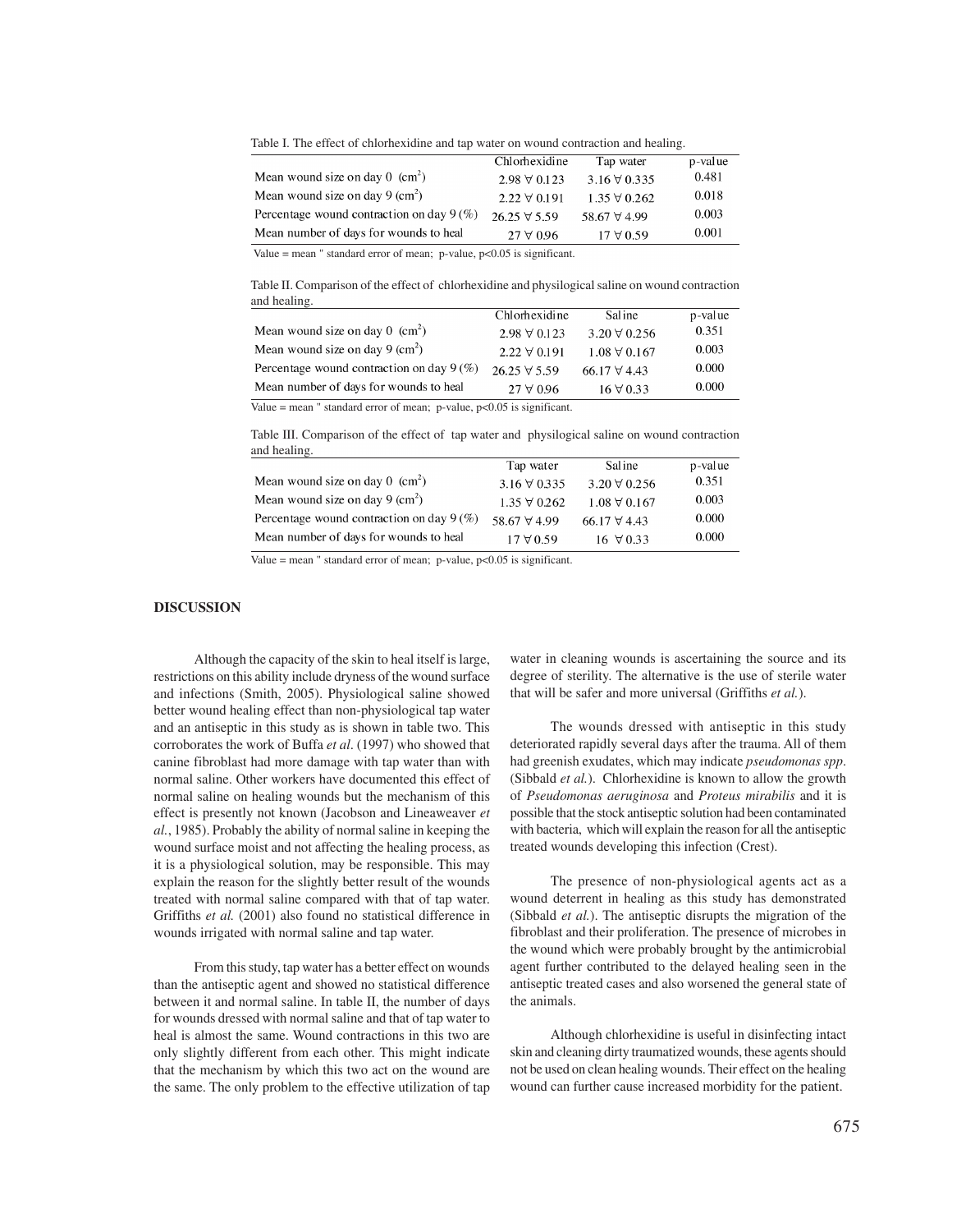Table I. The effect of chlorhexidine and tap water on wound contraction and healing.

| | Chlorhexidine | Tap water | p-value |
|---|---|---|---|
| Mean wound size on day 0 ($cm^2$) | 2.98 ∀ 0.123 | 3.16 ∀ 0.335 | 0.481 |
| Mean wound size on day 9 ($cm^2$) | 2.22 ∀ 0.191 | 1.35 ∀ 0.262 | 0.018 |
| Percentage wound contraction on day 9 (%) | 26.25 ∀ 5.59 | 58.67 ∀ 4.99 | 0.003 |
| Mean number of days for wounds to heal | 27 ∀ 0.96 | 17 ∀ 0.59 | 0.001 |

Value = mean " standard error of mean; p-value, $p<0.05$ is significant.

Table II. Comparison of the effect of chlorhexidine and physilogical saline on wound contraction and healing.

| | Chlorhexidine | Saline | p-value |
|---|---|---|---|
| Mean wound size on day 0 ($cm^2$) | 2.98 ∀ 0.123 | 3.20 ∀ 0.256 | 0.351 |
| Mean wound size on day 9 ($cm^2$) | 2.22 ∀ 0.191 | 1.08 ∀ 0.167 | 0.003 |
| Percentage wound contraction on day 9 (%) | 26.25 ∀ 5.59 | 66.17 ∀ 4.43 | 0.000 |
| Mean number of days for wounds to heal | 27 ∀ 0.96 | 16 ∀ 0.33 | 0.000 |

Value = mean " standard error of mean; p-value, $p<0.05$ is significant.

Table III. Comparison of the effect of tap water and physilogical saline on wound contraction and healing.

| | Tap water | Saline | p-value |
|---|---|---|---|
| Mean wound size on day 0 ($cm^2$) | 3.16 ∀ 0.335 | 3.20 ∀ 0.256 | 0.351 |
| Mean wound size on day 9 ($cm^2$) | 1.35 ∀ 0.262 | 1.08 ∀ 0.167 | 0.003 |
| Percentage wound contraction on day 9 (%) | 58.67 ∀ 4.99 | 66.17 ∀ 4.43 | 0.000 |
| Mean number of days for wounds to heal | 17 ∀ 0.59 | 16 ∀ 0.33 | 0.000 |

Value = mean " standard error of mean; p-value, $p<0.05$ is significant.

## DISCUSSION

Although the capacity of the skin to heal itself is large, restrictions on this ability include dryness of the wound surface and infections (Smith, 2005). Physiological saline showed better wound healing effect than non-physiological tap water and an antiseptic in this study as is shown in table two. This corroborates the work of Buffa *et al*. (1997) who showed that canine fibroblast had more damage with tap water than with normal saline. Other workers have documented this effect of normal saline on healing wounds but the mechanism of this effect is presently not known (Jacobson and Lineaweaver *et al.*, 1985). Probably the ability of normal saline in keeping the wound surface moist and not affecting the healing process, as it is a physiological solution, may be responsible. This may explain the reason for the slightly better result of the wounds treated with normal saline compared with that of tap water. Griffiths *et al.* (2001) also found no statistical difference in wounds irrigated with normal saline and tap water.

From this study, tap water has a better effect on wounds than the antiseptic agent and showed no statistical difference between it and normal saline. In table II, the number of days for wounds dressed with normal saline and that of tap water to heal is almost the same. Wound contractions in this two are only slightly different from each other. This might indicate that the mechanism by which this two act on the wound are the same. The only problem to the effective utilization of tap water in cleaning wounds is ascertaining the source and its degree of sterility. The alternative is the use of sterile water that will be safer and more universal (Griffiths *et al.*).

The wounds dressed with antiseptic in this study deteriorated rapidly several days after the trauma. All of them had greenish exudates, which may indicate *pseudomonas spp*. (Sibbald *et al.*). Chlorhexidine is known to allow the growth of *Pseudomonas aeruginosa* and *Proteus mirabilis* and it is possible that the stock antiseptic solution had been contaminated with bacteria, which will explain the reason for all the antiseptic treated wounds developing this infection (Crest).

The presence of non-physiological agents act as a wound deterrent in healing as this study has demonstrated (Sibbald *et al.*). The antiseptic disrupts the migration of the fibroblast and their proliferation. The presence of microbes in the wound which were probably brought by the antimicrobial agent further contributed to the delayed healing seen in the antiseptic treated cases and also worsened the general state of the animals.

Although chlorhexidine is useful in disinfecting intact skin and cleaning dirty traumatized wounds, these agents should not be used on clean healing wounds. Their effect on the healing wound can further cause increased morbidity for the patient.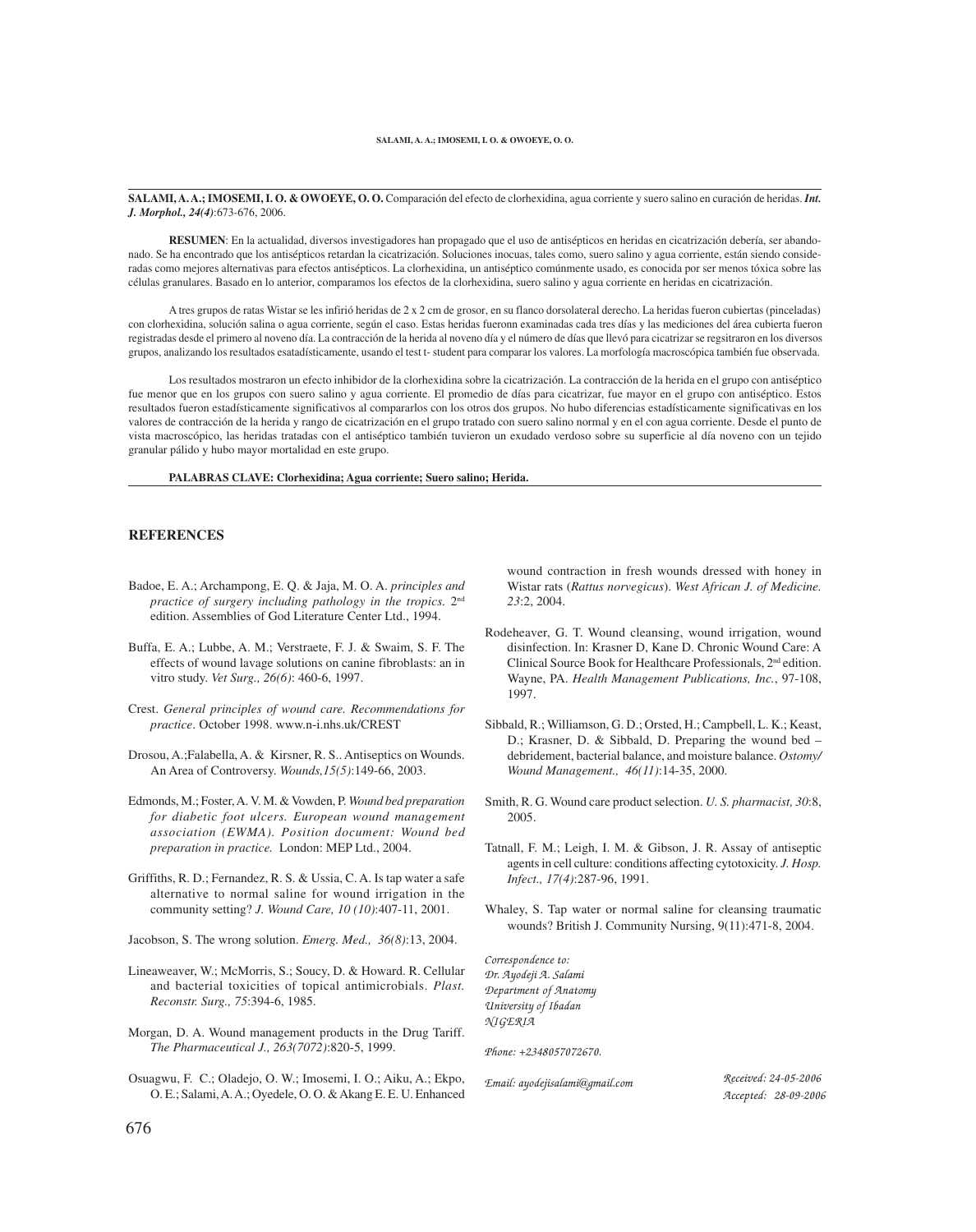**SALAMI, A. A.; IMOSEMI, I. O. & OWOEYE, O. O.** Comparación del efecto de clorhexidina, agua corriente y suero salino en curación de heridas. ***Int. J. Morphol., 24(4)***:673-676, 2006.

**RESUMEN**: En la actualidad, diversos investigadores han propagado que el uso de antisépticos en heridas en cicatrización debería, ser abandonado. Se ha encontrado que los antisépticos retardan la cicatrización. Soluciones inocuas, tales como, suero salino y agua corriente, están siendo consideradas como mejores alternativas para efectos antisépticos. La clorhexidina, un antiséptico comúnmente usado, es conocida por ser menos tóxica sobre las células granulares. Basado en lo anterior, comparamos los efectos de la clorhexidina, suero salino y agua corriente en heridas en cicatrización.

A tres grupos de ratas Wistar se les infirió heridas de 2 x 2 cm de grosor, en su flanco dorsolateral derecho. La heridas fueron cubiertas (pinceladas) con clorhexidina, solución salina o agua corriente, según el caso. Estas heridas fueronn examinadas cada tres días y las mediciones del área cubierta fueron registradas desde el primero al noveno día. La contracción de la herida al noveno día y el número de días que llevó para cicatrizar se regsitraron en los diversos grupos, analizando los resultados esatadísticamente, usando el test t- student para comparar los valores. La morfología macroscópica también fue observada.

Los resultados mostraron un efecto inhibidor de la clorhexidina sobre la cicatrización. La contracción de la herida en el grupo con antiséptico fue menor que en los grupos con suero salino y agua corriente. El promedio de días para cicatrizar, fue mayor en el grupo con antiséptico. Estos resultados fueron estadísticamente significativos al compararlos con los otros dos grupos. No hubo diferencias estadísticamente significativas en los valores de contracción de la herida y rango de cicatrización en el grupo tratado con suero salino normal y en el con agua corriente. Desde el punto de vista macroscópico, las heridas tratadas con el antiséptico también tuvieron un exudado verdoso sobre su superficie al día noveno con un tejido granular pálido y hubo mayor mortalidad en este grupo.

**PALABRAS CLAVE: Clorhexidina; Agua corriente; Suero salino; Herida.**

## REFERENCES

Badoe, E. A.; Archampong, E. Q. & Jaja, M. O. A. *principles and practice of surgery including pathology in the tropics.* 2nd edition. Assemblies of God Literature Center Ltd., 1994.

Buffa, E. A.; Lubbe, A. M.; Verstraete, F. J. & Swaim, S. F. The effects of wound lavage solutions on canine fibroblasts: an in vitro study. *Vet Surg., 26(6)*: 460-6, 1997.

Crest. *General principles of wound care. Recommendations for practice*. October 1998. www.n-i.nhs.uk/CREST

Drosou, A.;Falabella, A. & Kirsner, R. S.. Antiseptics on Wounds. An Area of Controversy. *Wounds,15(5)*:149-66, 2003.

Edmonds, M.; Foster, A. V. M. & Vowden, P. *Wound bed preparation for diabetic foot ulcers. European wound management association (EWMA). Position document: Wound bed preparation in practice.* London: MEP Ltd., 2004.

Griffiths, R. D.; Fernandez, R. S. & Ussia, C. A. Is tap water a safe alternative to normal saline for wound irrigation in the community setting? *J. Wound Care, 10 (10)*:407-11, 2001.

Jacobson, S. The wrong solution. *Emerg. Med., 36(8)*:13, 2004.

Lineaweaver, W.; McMorris, S.; Soucy, D. & Howard. R. Cellular and bacterial toxicities of topical antimicrobials. *Plast. Reconstr. Surg., 75*:394-6, 1985.

Morgan, D. A. Wound management products in the Drug Tariff. *The Pharmaceutical J., 263(7072)*:820-5, 1999.

Osuagwu, F. C.; Oladejo, O. W.; Imosemi, I. O.; Aiku, A.; Ekpo, O. E.; Salami, A. A.; Oyedele, O. O. & Akang E. E. U. Enhanced wound contraction in fresh wounds dressed with honey in Wistar rats (*Rattus norvegicus*). *West African J. of Medicine. 23*:2, 2004.

Rodeheaver, G. T. Wound cleansing, wound irrigation, wound disinfection. In: Krasner D, Kane D. Chronic Wound Care: A Clinical Source Book for Healthcare Professionals, 2nd edition. Wayne, PA. *Health Management Publications, Inc.*, 97-108, 1997.

Sibbald, R.; Williamson, G. D.; Orsted, H.; Campbell, L. K.; Keast, D.; Krasner, D. & Sibbald, D. Preparing the wound bed – debridement, bacterial balance, and moisture balance. *Ostomy/ Wound Management., 46(11)*:14-35, 2000.

Smith, R. G. Wound care product selection. *U. S. pharmacist, 30*:8, 2005.

Tatnall, F. M.; Leigh, I. M. & Gibson, J. R. Assay of antiseptic agents in cell culture: conditions affecting cytotoxicity. *J. Hosp. Infect., 17(4)*:287-96, 1991.

Whaley, S. Tap water or normal saline for cleansing traumatic wounds? British J. Community Nursing, 9(11):471-8, 2004.

*Correspondence to:*
*Dr. Ayodeji A. Salami*
*Department of Anatomy*
*University of Ibadan*
*NIGERIA*

*Phone: +2348057072670.*

*Email: ayodejisalami@gmail.com*

*Received: 24-05-2006*
*Accepted: 28-09-2006*